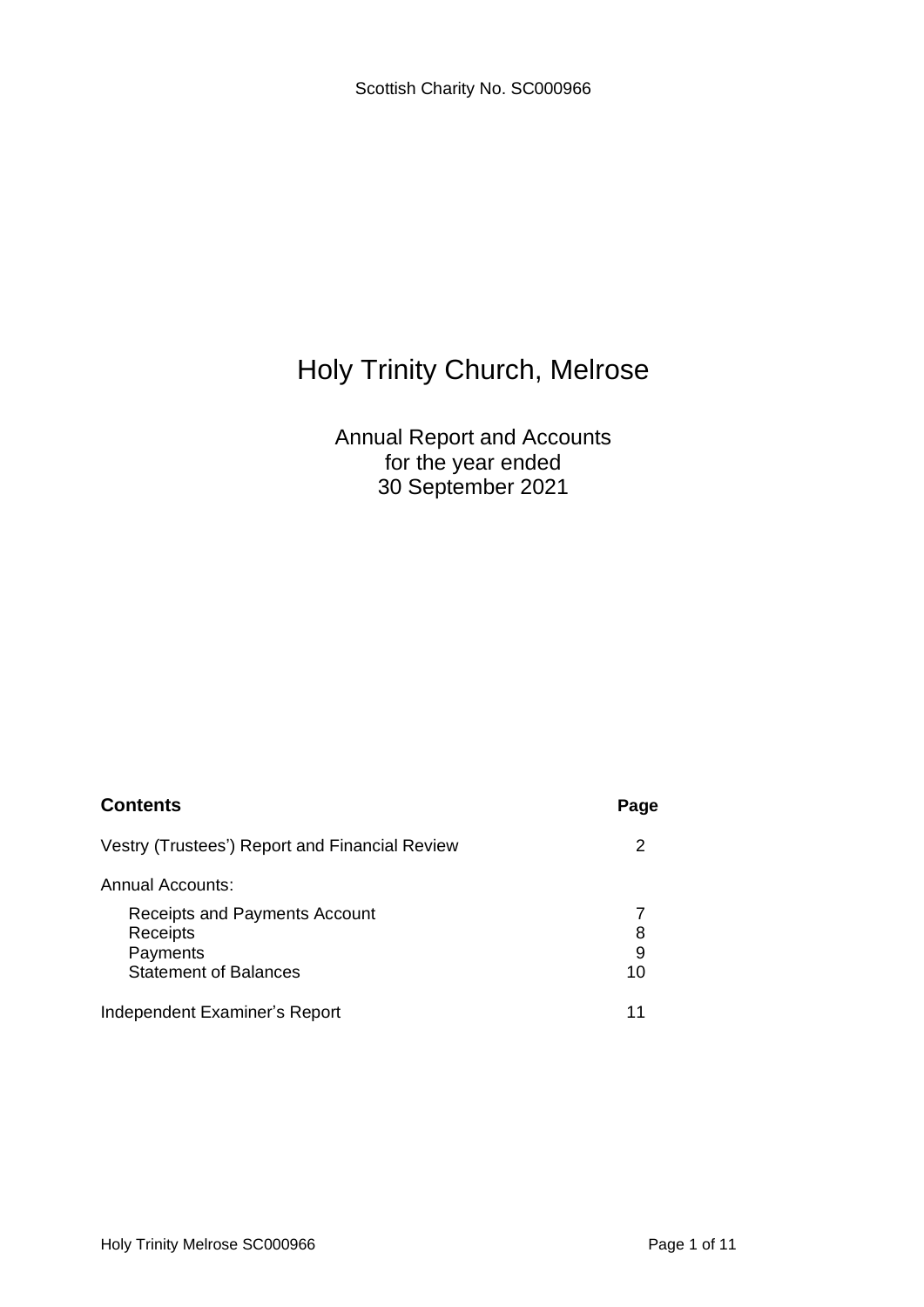Scottish Charity No. SC000966

# Holy Trinity Church, Melrose

## Annual Report and Accounts
## for the year ended
## 30 September 2021

| **Contents** | **Page** |
|---|---|
| Vestry (Trustees') Report and Financial Review | 2 |
| Annual Accounts: | |
| Receipts and Payments Account | 7 |
| Receipts | 8 |
| Payments | 9 |
| Statement of Balances | 10 |
| Independent Examiner's Report | 11 |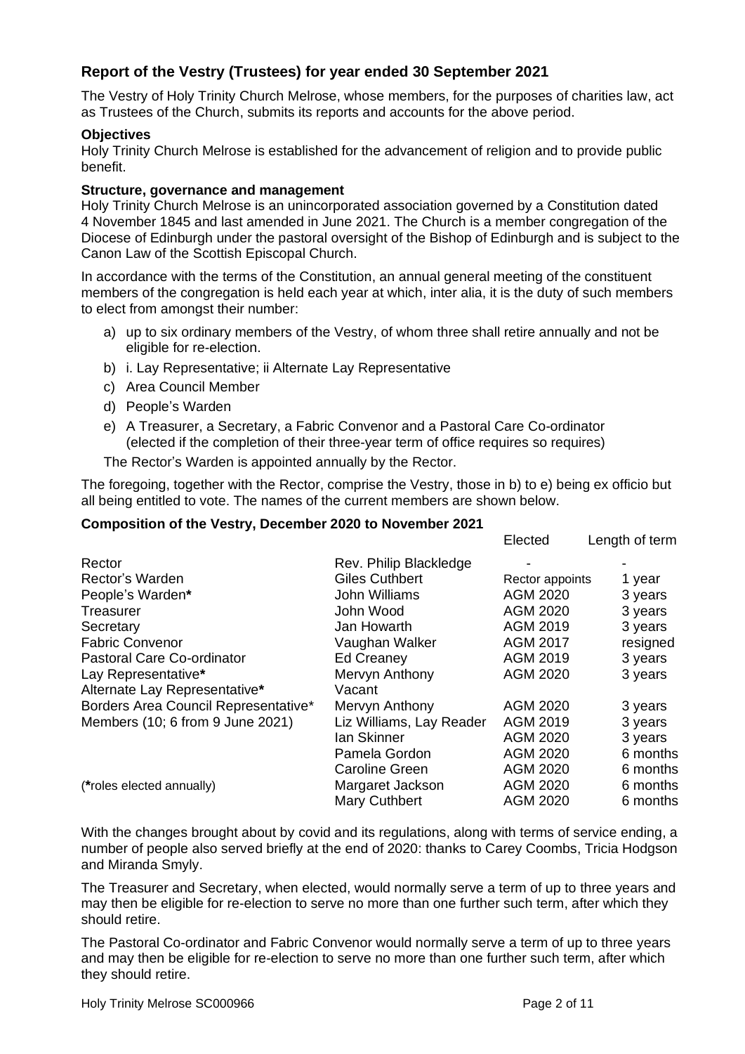## Report of the Vestry (Trustees) for year ended 30 September 2021

The Vestry of Holy Trinity Church Melrose, whose members, for the purposes of charities law, act as Trustees of the Church, submits its reports and accounts for the above period.

### Objectives

Holy Trinity Church Melrose is established for the advancement of religion and to provide public benefit.

### Structure, governance and management

Holy Trinity Church Melrose is an unincorporated association governed by a Constitution dated 4 November 1845 and last amended in June 2021. The Church is a member congregation of the Diocese of Edinburgh under the pastoral oversight of the Bishop of Edinburgh and is subject to the Canon Law of the Scottish Episcopal Church.

In accordance with the terms of the Constitution, an annual general meeting of the constituent members of the congregation is held each year at which, inter alia, it is the duty of such members to elect from amongst their number:

a) up to six ordinary members of the Vestry, of whom three shall retire annually and not be eligible for re-election.
b) i. Lay Representative; ii Alternate Lay Representative
c) Area Council Member
d) People's Warden
e) A Treasurer, a Secretary, a Fabric Convenor and a Pastoral Care Co-ordinator (elected if the completion of their three-year term of office requires so requires)

The Rector's Warden is appointed annually by the Rector.

The foregoing, together with the Rector, comprise the Vestry, those in b) to e) being ex officio but all being entitled to vote. The names of the current members are shown below.

### Composition of the Vestry, December 2020 to November 2021

| | | Elected | Length of term |
|---|---|---|---|
| Rector | Rev. Philip Blackledge | - | - |
| Rector's Warden | Giles Cuthbert | Rector appoints | 1 year |
| People's Warden* | John Williams | AGM 2020 | 3 years |
| Treasurer | John Wood | AGM 2020 | 3 years |
| Secretary | Jan Howarth | AGM 2019 | 3 years |
| Fabric Convenor | Vaughan Walker | AGM 2017 | resigned |
| Pastoral Care Co-ordinator | Ed Creaney | AGM 2019 | 3 years |
| Lay Representative* | Mervyn Anthony | AGM 2020 | 3 years |
| Alternate Lay Representative* | Vacant | | |
| Borders Area Council Representative* | Mervyn Anthony | AGM 2020 | 3 years |
| Members (10; 6 from 9 June 2021) | Liz Williams, Lay Reader | AGM 2019 | 3 years |
| | Ian Skinner | AGM 2020 | 3 years |
| | Pamela Gordon | AGM 2020 | 6 months |
| | Caroline Green | AGM 2020 | 6 months |
| (*roles elected annually) | Margaret Jackson | AGM 2020 | 6 months |
| | Mary Cuthbert | AGM 2020 | 6 months |

With the changes brought about by covid and its regulations, along with terms of service ending, a number of people also served briefly at the end of 2020: thanks to Carey Coombs, Tricia Hodgson and Miranda Smyly.

The Treasurer and Secretary, when elected, would normally serve a term of up to three years and may then be eligible for re-election to serve no more than one further such term, after which they should retire.

The Pastoral Co-ordinator and Fabric Convenor would normally serve a term of up to three years and may then be eligible for re-election to serve no more than one further such term, after which they should retire.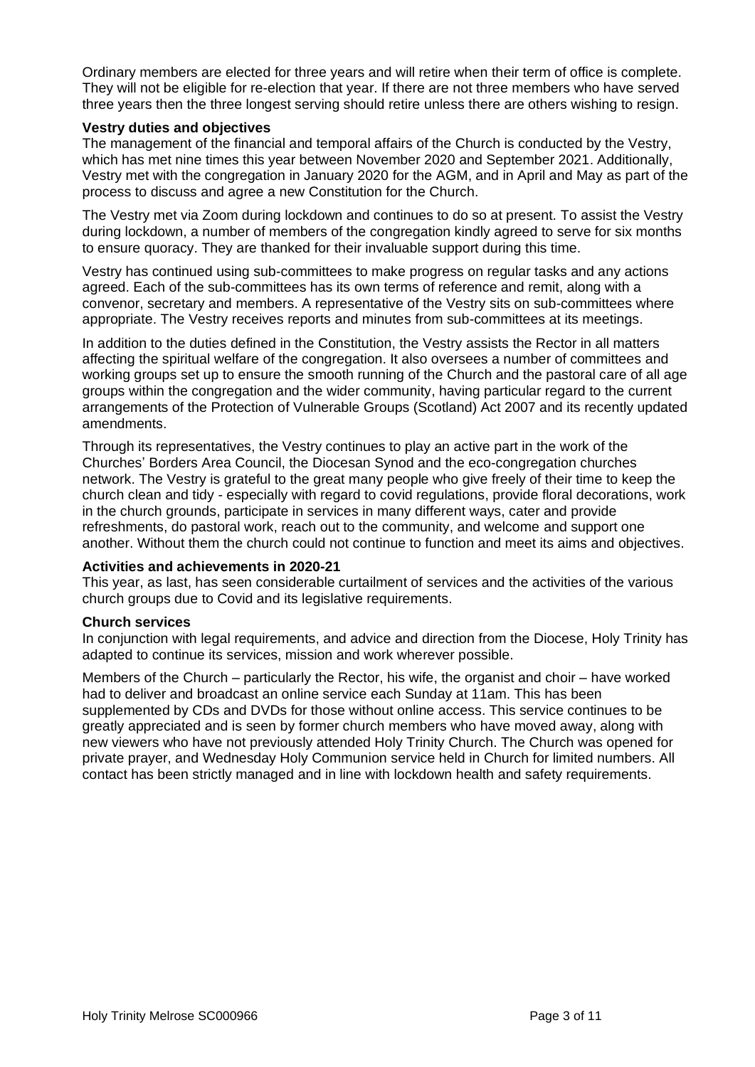Ordinary members are elected for three years and will retire when their term of office is complete. They will not be eligible for re-election that year. If there are not three members who have served three years then the three longest serving should retire unless there are others wishing to resign.

### Vestry duties and objectives

The management of the financial and temporal affairs of the Church is conducted by the Vestry, which has met nine times this year between November 2020 and September 2021. Additionally, Vestry met with the congregation in January 2020 for the AGM, and in April and May as part of the process to discuss and agree a new Constitution for the Church.

The Vestry met via Zoom during lockdown and continues to do so at present. To assist the Vestry during lockdown, a number of members of the congregation kindly agreed to serve for six months to ensure quoracy. They are thanked for their invaluable support during this time.

Vestry has continued using sub-committees to make progress on regular tasks and any actions agreed. Each of the sub-committees has its own terms of reference and remit, along with a convenor, secretary and members. A representative of the Vestry sits on sub-committees where appropriate. The Vestry receives reports and minutes from sub-committees at its meetings.

In addition to the duties defined in the Constitution, the Vestry assists the Rector in all matters affecting the spiritual welfare of the congregation. It also oversees a number of committees and working groups set up to ensure the smooth running of the Church and the pastoral care of all age groups within the congregation and the wider community, having particular regard to the current arrangements of the Protection of Vulnerable Groups (Scotland) Act 2007 and its recently updated amendments.

Through its representatives, the Vestry continues to play an active part in the work of the Churches' Borders Area Council, the Diocesan Synod and the eco-congregation churches network. The Vestry is grateful to the great many people who give freely of their time to keep the church clean and tidy - especially with regard to covid regulations, provide floral decorations, work in the church grounds, participate in services in many different ways, cater and provide refreshments, do pastoral work, reach out to the community, and welcome and support one another. Without them the church could not continue to function and meet its aims and objectives.

### Activities and achievements in 2020-21

This year, as last, has seen considerable curtailment of services and the activities of the various church groups due to Covid and its legislative requirements.

### Church services

In conjunction with legal requirements, and advice and direction from the Diocese, Holy Trinity has adapted to continue its services, mission and work wherever possible.

Members of the Church – particularly the Rector, his wife, the organist and choir – have worked had to deliver and broadcast an online service each Sunday at 11am. This has been supplemented by CDs and DVDs for those without online access. This service continues to be greatly appreciated and is seen by former church members who have moved away, along with new viewers who have not previously attended Holy Trinity Church. The Church was opened for private prayer, and Wednesday Holy Communion service held in Church for limited numbers. All contact has been strictly managed and in line with lockdown health and safety requirements.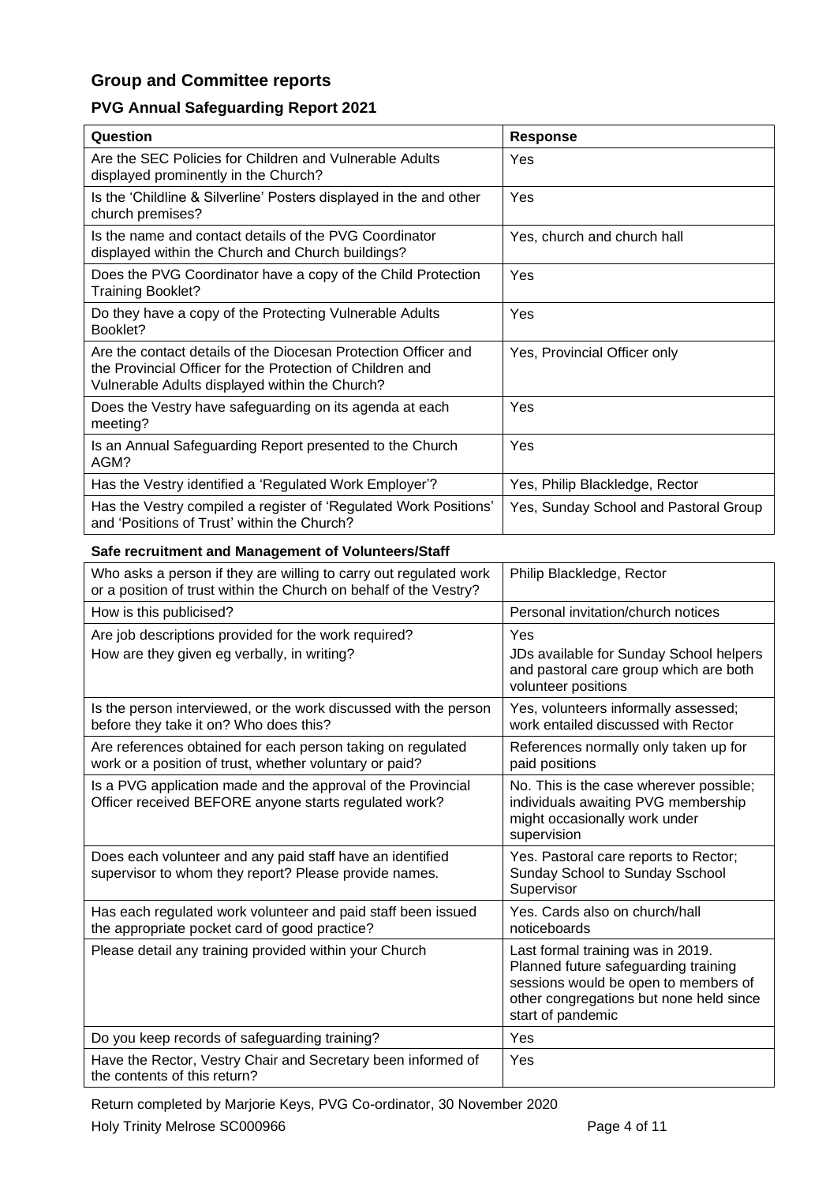## Group and Committee reports

### PVG Annual Safeguarding Report 2021

| Question | Response |
|---|---|
| Are the SEC Policies for Children and Vulnerable Adults displayed prominently in the Church? | Yes |
| Is the 'Childline & Silverline' Posters displayed in the and other church premises? | Yes |
| Is the name and contact details of the PVG Coordinator displayed within the Church and Church buildings? | Yes, church and church hall |
| Does the PVG Coordinator have a copy of the Child Protection Training Booklet? | Yes |
| Do they have a copy of the Protecting Vulnerable Adults Booklet? | Yes |
| Are the contact details of the Diocesan Protection Officer and the Provincial Officer for the Protection of Children and Vulnerable Adults displayed within the Church? | Yes, Provincial Officer only |
| Does the Vestry have safeguarding on its agenda at each meeting? | Yes |
| Is an Annual Safeguarding Report presented to the Church AGM? | Yes |
| Has the Vestry identified a 'Regulated Work Employer'? | Yes, Philip Blackledge, Rector |
| Has the Vestry compiled a register of 'Regulated Work Positions' and 'Positions of Trust' within the Church? | Yes, Sunday School and Pastoral Group |

#### Safe recruitment and Management of Volunteers/Staff

| | |
|---|---|
| Who asks a person if they are willing to carry out regulated work or a position of trust within the Church on behalf of the Vestry? | Philip Blackledge, Rector |
| How is this publicised? | Personal invitation/church notices |
| Are job descriptions provided for the work required?<br>How are they given eg verbally, in writing? | Yes<br>JDs available for Sunday School helpers and pastoral care group which are both volunteer positions |
| Is the person interviewed, or the work discussed with the person before they take it on? Who does this? | Yes, volunteers informally assessed; work entailed discussed with Rector |
| Are references obtained for each person taking on regulated work or a position of trust, whether voluntary or paid? | References normally only taken up for paid positions |
| Is a PVG application made and the approval of the Provincial Officer received BEFORE anyone starts regulated work? | No. This is the case wherever possible; individuals awaiting PVG membership might occasionally work under supervision |
| Does each volunteer and any paid staff have an identified supervisor to whom they report? Please provide names. | Yes. Pastoral care reports to Rector; Sunday School to Sunday Sschool Supervisor |
| Has each regulated work volunteer and paid staff been issued the appropriate pocket card of good practice? | Yes. Cards also on church/hall noticeboards |
| Please detail any training provided within your Church | Last formal training was in 2019. Planned future safeguarding training sessions would be open to members of other congregations but none held since start of pandemic |
| Do you keep records of safeguarding training? | Yes |
| Have the Rector, Vestry Chair and Secretary been informed of the contents of this return? | Yes |

Return completed by Marjorie Keys, PVG Co-ordinator, 30 November 2020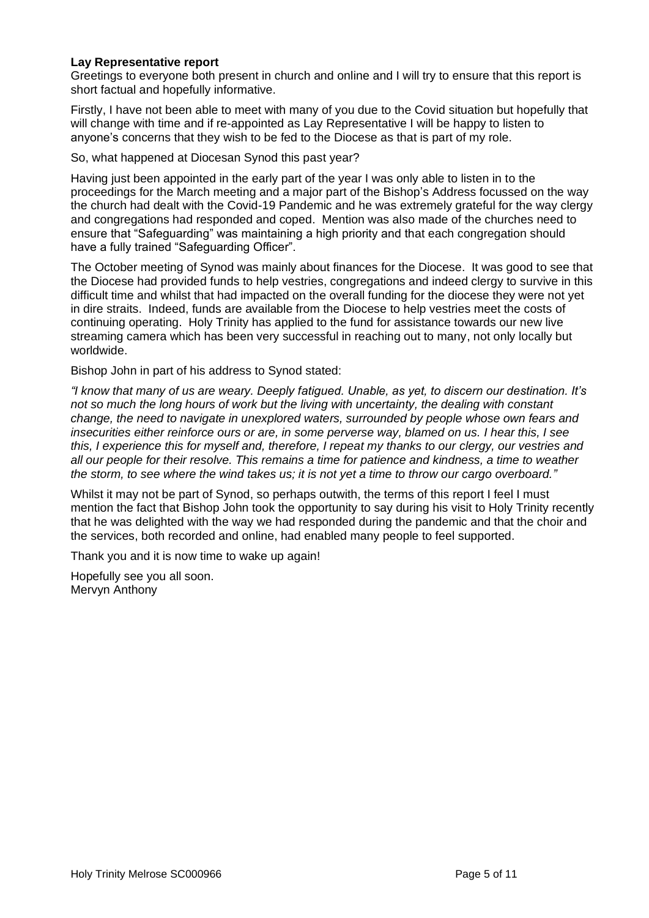**Lay Representative report**

Greetings to everyone both present in church and online and I will try to ensure that this report is short factual and hopefully informative.

Firstly, I have not been able to meet with many of you due to the Covid situation but hopefully that will change with time and if re-appointed as Lay Representative I will be happy to listen to anyone's concerns that they wish to be fed to the Diocese as that is part of my role.

So, what happened at Diocesan Synod this past year?

Having just been appointed in the early part of the year I was only able to listen in to the proceedings for the March meeting and a major part of the Bishop's Address focussed on the way the church had dealt with the Covid-19 Pandemic and he was extremely grateful for the way clergy and congregations had responded and coped. Mention was also made of the churches need to ensure that "Safeguarding" was maintaining a high priority and that each congregation should have a fully trained "Safeguarding Officer".

The October meeting of Synod was mainly about finances for the Diocese. It was good to see that the Diocese had provided funds to help vestries, congregations and indeed clergy to survive in this difficult time and whilst that had impacted on the overall funding for the diocese they were not yet in dire straits. Indeed, funds are available from the Diocese to help vestries meet the costs of continuing operating. Holy Trinity has applied to the fund for assistance towards our new live streaming camera which has been very successful in reaching out to many, not only locally but worldwide.

Bishop John in part of his address to Synod stated:

*"I know that many of us are weary. Deeply fatigued. Unable, as yet, to discern our destination. It's not so much the long hours of work but the living with uncertainty, the dealing with constant change, the need to navigate in unexplored waters, surrounded by people whose own fears and insecurities either reinforce ours or are, in some perverse way, blamed on us. I hear this, I see this, I experience this for myself and, therefore, I repeat my thanks to our clergy, our vestries and all our people for their resolve. This remains a time for patience and kindness, a time to weather the storm, to see where the wind takes us; it is not yet a time to throw our cargo overboard."*

Whilst it may not be part of Synod, so perhaps outwith, the terms of this report I feel I must mention the fact that Bishop John took the opportunity to say during his visit to Holy Trinity recently that he was delighted with the way we had responded during the pandemic and that the choir and the services, both recorded and online, had enabled many people to feel supported.

Thank you and it is now time to wake up again!

Hopefully see you all soon.
Mervyn Anthony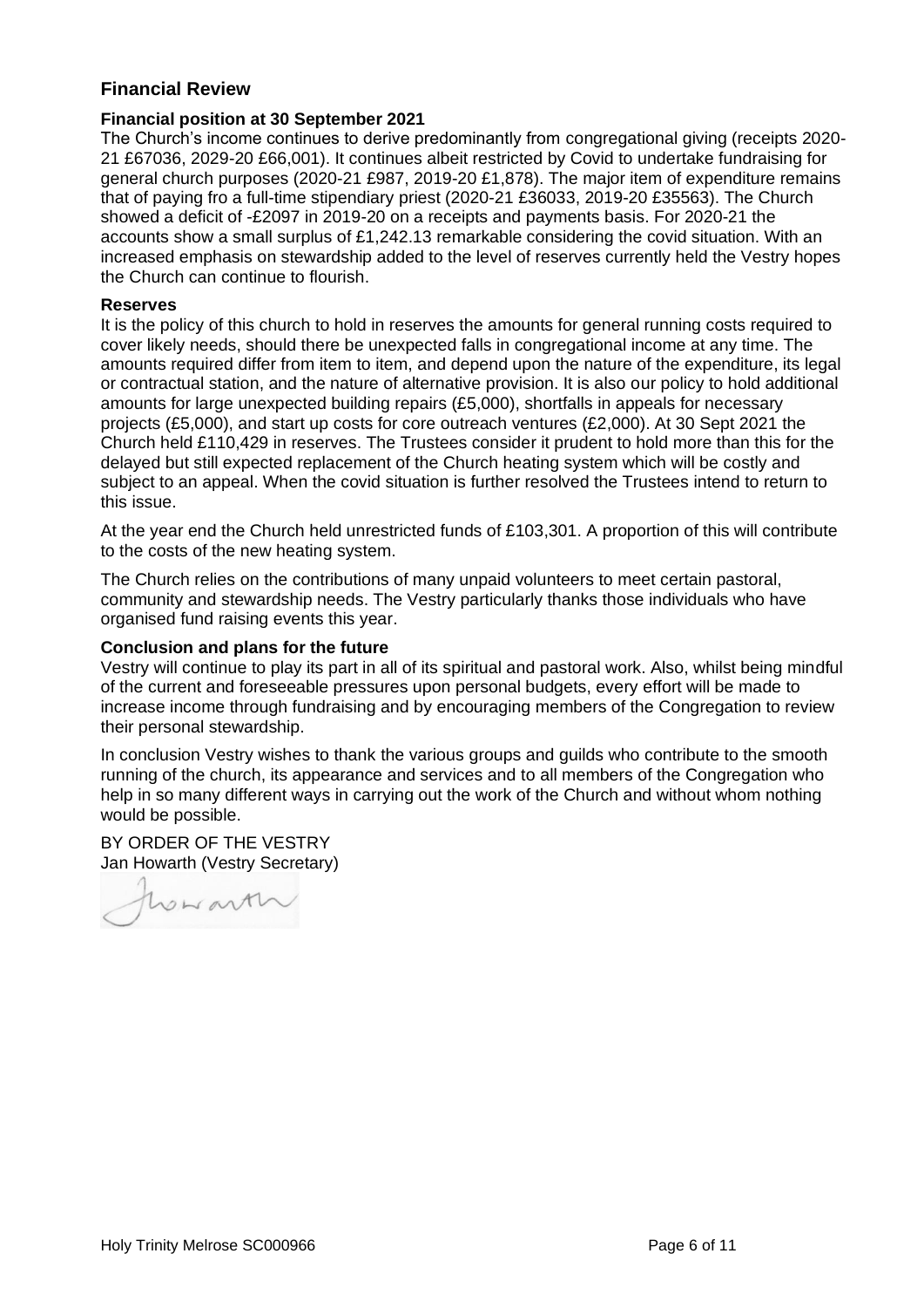## Financial Review

### Financial position at 30 September 2021

The Church's income continues to derive predominantly from congregational giving (receipts 2020-21 £67036, 2029-20 £66,001). It continues albeit restricted by Covid to undertake fundraising for general church purposes (2020-21 £987, 2019-20 £1,878). The major item of expenditure remains that of paying fro a full-time stipendiary priest (2020-21 £36033, 2019-20 £35563). The Church showed a deficit of -£2097 in 2019-20 on a receipts and payments basis. For 2020-21 the accounts show a small surplus of £1,242.13 remarkable considering the covid situation. With an increased emphasis on stewardship added to the level of reserves currently held the Vestry hopes the Church can continue to flourish.

### Reserves

It is the policy of this church to hold in reserves the amounts for general running costs required to cover likely needs, should there be unexpected falls in congregational income at any time. The amounts required differ from item to item, and depend upon the nature of the expenditure, its legal or contractual station, and the nature of alternative provision. It is also our policy to hold additional amounts for large unexpected building repairs (£5,000), shortfalls in appeals for necessary projects (£5,000), and start up costs for core outreach ventures (£2,000). At 30 Sept 2021 the Church held £110,429 in reserves. The Trustees consider it prudent to hold more than this for the delayed but still expected replacement of the Church heating system which will be costly and subject to an appeal. When the covid situation is further resolved the Trustees intend to return to this issue.

At the year end the Church held unrestricted funds of £103,301. A proportion of this will contribute to the costs of the new heating system.

The Church relies on the contributions of many unpaid volunteers to meet certain pastoral, community and stewardship needs. The Vestry particularly thanks those individuals who have organised fund raising events this year.

### Conclusion and plans for the future

Vestry will continue to play its part in all of its spiritual and pastoral work. Also, whilst being mindful of the current and foreseeable pressures upon personal budgets, every effort will be made to increase income through fundraising and by encouraging members of the Congregation to review their personal stewardship.

In conclusion Vestry wishes to thank the various groups and guilds who contribute to the smooth running of the church, its appearance and services and to all members of the Congregation who help in so many different ways in carrying out the work of the Church and without whom nothing would be possible.

BY ORDER OF THE VESTRY
Jan Howarth (Vestry Secretary)

Howarth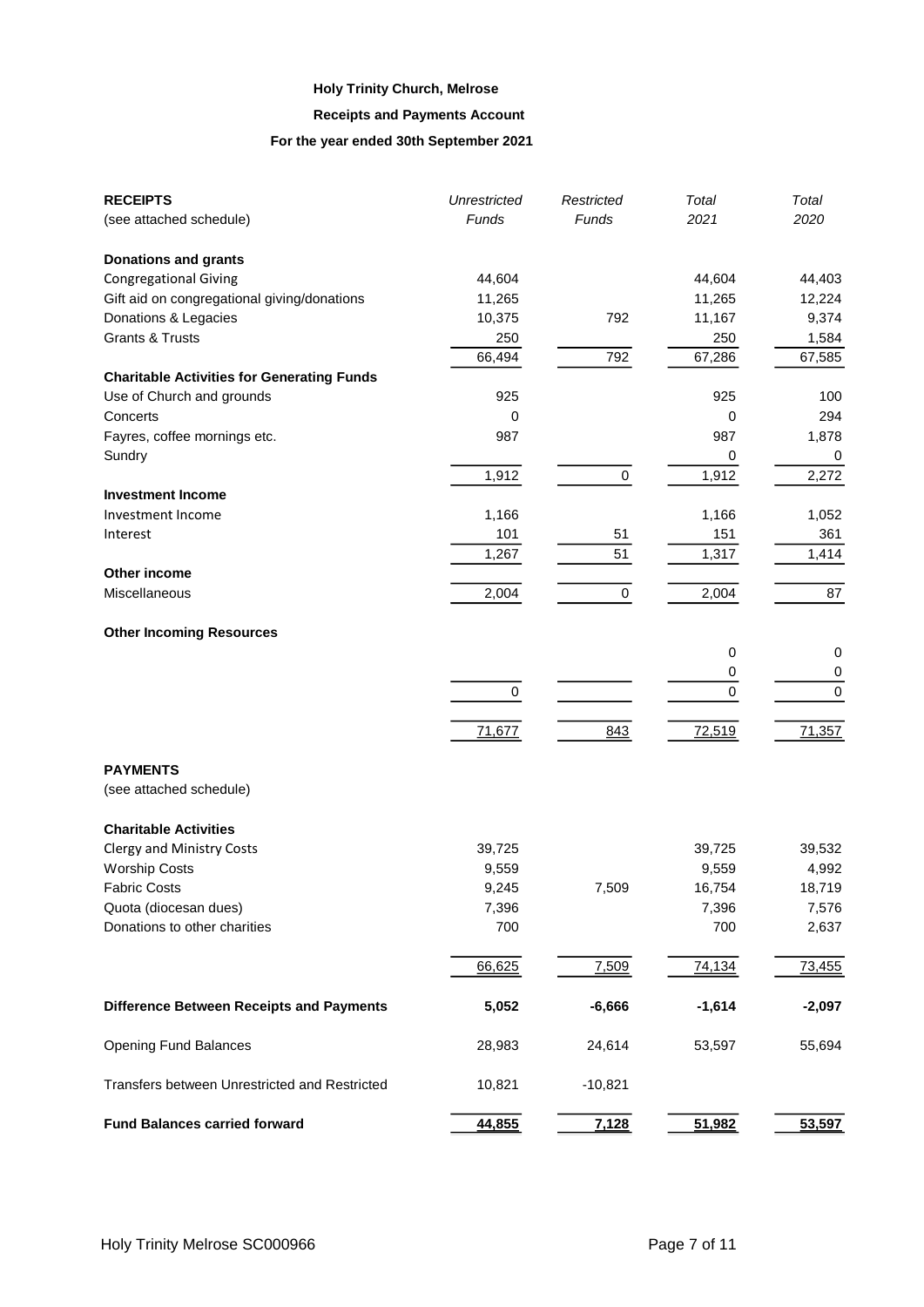**Holy Trinity Church, Melrose**

**Receipts and Payments Account**

**For the year ended 30th September 2021**

| **RECEIPTS** (see attached schedule) | *Unrestricted Funds* | *Restricted Funds* | *Total 2021* | *Total 2020* |
|---|---|---|---|---|
| **Donations and grants** | | | | |
| Congregational Giving | 44,604 | | 44,604 | 44,403 |
| Gift aid on congregational giving/donations | 11,265 | | 11,265 | 12,224 |
| Donations & Legacies | 10,375 | 792 | 11,167 | 9,374 |
| Grants & Trusts | 250 | | 250 | 1,584 |
| | 66,494 | 792 | 67,286 | 67,585 |
| **Charitable Activities for Generating Funds** | | | | |
| Use of Church and grounds | 925 | | 925 | 100 |
| Concerts | 0 | | 0 | 294 |
| Fayres, coffee mornings etc. | 987 | | 987 | 1,878 |
| Sundry | | | 0 | 0 |
| | 1,912 | 0 | 1,912 | 2,272 |
| **Investment Income** | | | | |
| Investment Income | 1,166 | | 1,166 | 1,052 |
| Interest | 101 | 51 | 151 | 361 |
| | 1,267 | 51 | 1,317 | 1,414 |
| **Other income** | | | | |
| Miscellaneous | 2,004 | 0 | 2,004 | 87 |
| **Other Incoming Resources** | | | | |
| | | | 0 | 0 |
| | | | 0 | 0 |
| | 0 | | 0 | 0 |
| | 71,677 | 843 | 72,519 | 71,357 |
| **PAYMENTS** (see attached schedule) | | | | |
| **Charitable Activities** | | | | |
| Clergy and Ministry Costs | 39,725 | | 39,725 | 39,532 |
| Worship Costs | 9,559 | | 9,559 | 4,992 |
| Fabric Costs | 9,245 | 7,509 | 16,754 | 18,719 |
| Quota (diocesan dues) | 7,396 | | 7,396 | 7,576 |
| Donations to other charities | 700 | | 700 | 2,637 |
| | 66,625 | 7,509 | 74,134 | 73,455 |
| **Difference Between Receipts and Payments** | **5,052** | **-6,666** | **-1,614** | **-2,097** |
| Opening Fund Balances | 28,983 | 24,614 | 53,597 | 55,694 |
| Transfers between Unrestricted and Restricted | 10,821 | -10,821 | | |
| **Fund Balances carried forward** | **44,855** | **7,128** | **51,982** | **53,597** |

Holy Trinity Melrose SC000966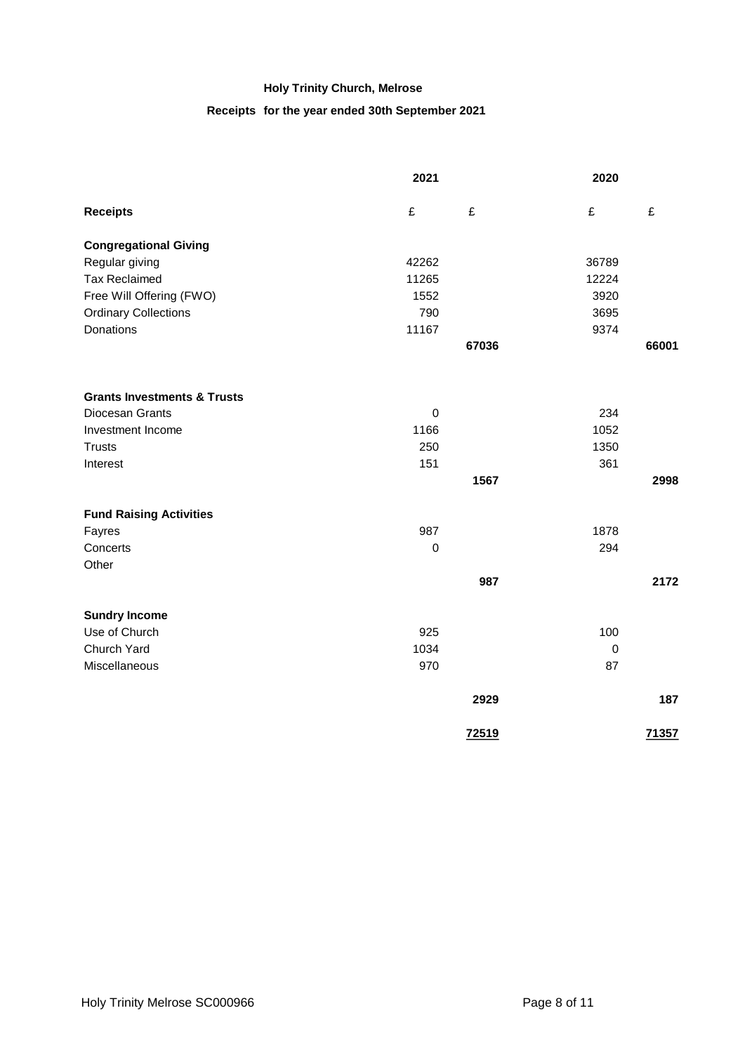**Holy Trinity Church, Melrose**

**Receipts for the year ended 30th September 2021**

| | 2021 | | 2020 | |
|---|---|---|---|---|
| **Receipts** | £ | £ | £ | £ |
| **Congregational Giving** | | | | |
| Regular giving | 42262 | | 36789 | |
| Tax Reclaimed | 11265 | | 12224 | |
| Free Will Offering (FWO) | 1552 | | 3920 | |
| Ordinary Collections | 790 | | 3695 | |
| Donations | 11167 | | 9374 | |
| | | **67036** | | **66001** |
| **Grants Investments & Trusts** | | | | |
| Diocesan Grants | 0 | | 234 | |
| Investment Income | 1166 | | 1052 | |
| Trusts | 250 | | 1350 | |
| Interest | 151 | | 361 | |
| | | **1567** | | **2998** |
| **Fund Raising Activities** | | | | |
| Fayres | 987 | | 1878 | |
| Concerts | 0 | | 294 | |
| Other | | | | |
| | | **987** | | **2172** |
| **Sundry Income** | | | | |
| Use of Church | 925 | | 100 | |
| Church Yard | 1034 | | 0 | |
| Miscellaneous | 970 | | 87 | |
| | | **2929** | | **187** |
| | | **72519** | | **71357** |

Holy Trinity Melrose SC000966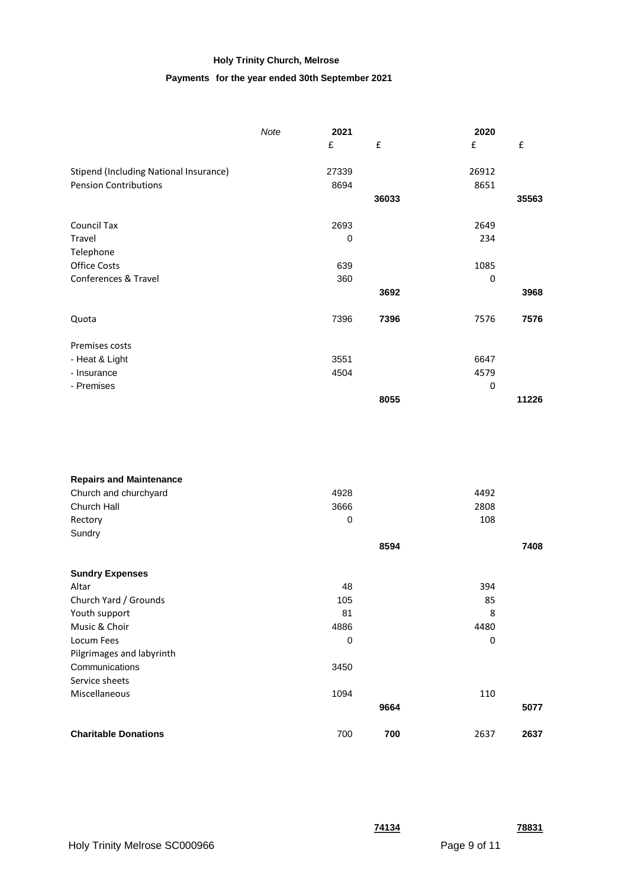**Holy Trinity Church, Melrose**

**Payments for the year ended 30th September 2021**

| | *Note* | **2021** | | **2020** | |
|---|---|---|---|---|---|
| | | £ | £ | £ | £ |
| Stipend (Including National Insurance) | | 27339 | | 26912 | |
| Pension Contributions | | 8694 | | 8651 | |
| | | | **36033** | | **35563** |
| Council Tax | | 2693 | | 2649 | |
| Travel | | 0 | | 234 | |
| Telephone | | | | | |
| Office Costs | | 639 | | 1085 | |
| Conferences & Travel | | 360 | | 0 | |
| | | | **3692** | | **3968** |
| Quota | | 7396 | **7396** | 7576 | **7576** |
| Premises costs | | | | | |
| - Heat & Light | | 3551 | | 6647 | |
| - Insurance | | 4504 | | 4579 | |
| - Premises | | | | 0 | |
| | | | **8055** | | **11226** |
| **Repairs and Maintenance** | | | | | |
| Church and churchyard | | 4928 | | 4492 | |
| Church Hall | | 3666 | | 2808 | |
| Rectory | | 0 | | 108 | |
| Sundry | | | | | |
| | | | **8594** | | **7408** |
| **Sundry Expenses** | | | | | |
| Altar | | 48 | | 394 | |
| Church Yard / Grounds | | 105 | | 85 | |
| Youth support | | 81 | | 8 | |
| Music & Choir | | 4886 | | 4480 | |
| Locum Fees | | 0 | | 0 | |
| Pilgrimages and labyrinth | | | | | |
| Communications | | 3450 | | | |
| Service sheets | | | | | |
| Miscellaneous | | 1094 | | 110 | |
| | | | **9664** | | **5077** |
| **Charitable Donations** | | 700 | **700** | 2637 | **2637** |
| | | | **74134** | | **78831** |

Holy Trinity Melrose SC000966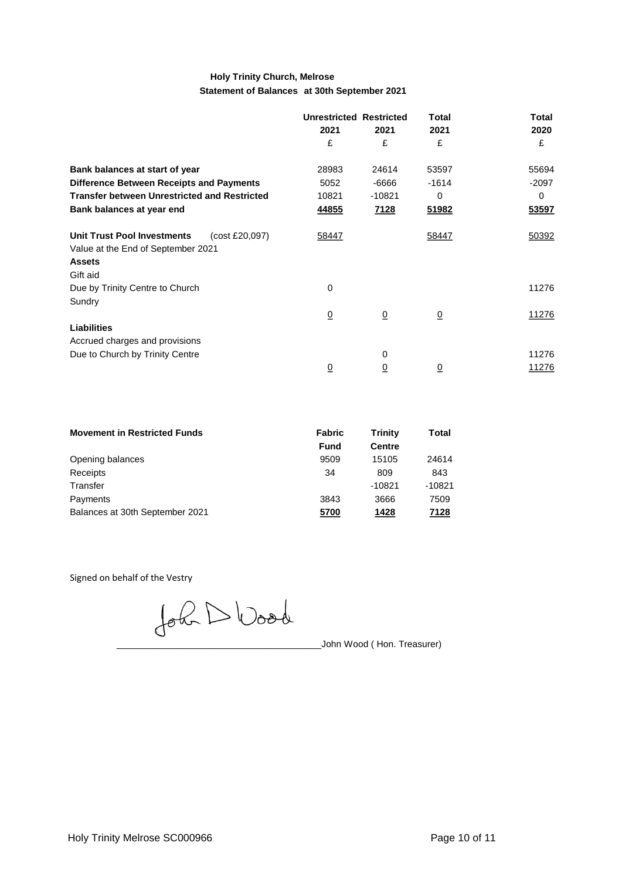**Holy Trinity Church, Melrose**

**Statement of Balances at 30th September 2021**

| | Unrestricted 2021 £ | Restricted 2021 £ | Total 2021 £ | Total 2020 £ |
|---|---|---|---|---|
| **Bank balances at start of year** | 28983 | 24614 | 53597 | 55694 |
| **Difference Between Receipts and Payments** | 5052 | -6666 | -1614 | -2097 |
| **Transfer between Unrestricted and Restricted** | 10821 | -10821 | 0 | 0 |
| **Bank balances at year end** | 44855 | 7128 | 51982 | 53597 |
| **Unit Trust Pool Investments** (cost £20,097) | 58447 | | 58447 | 50392 |
| Value at the End of September 2021 | | | | |
| **Assets** | | | | |
| Gift aid | | | | |
| Due by Trinity Centre to Church | 0 | | | 11276 |
| Sundry | | | | |
| | 0 | 0 | 0 | 11276 |
| **Liabilities** | | | | |
| Accrued charges and provisions | | | | |
| Due to Church by Trinity Centre | | 0 | | 11276 |
| | 0 | 0 | 0 | 11276 |

| **Movement in Restricted Funds** | Fabric Fund | Trinity Centre | Total |
|---|---|---|---|
| Opening balances | 9509 | 15105 | 24614 |
| Receipts | 34 | 809 | 843 |
| Transfer | | -10821 | -10821 |
| Payments | 3843 | 3666 | 7509 |
| Balances at 30th September 2021 | **5700** | **1428** | **7128** |

Signed on behalf of the Vestry

John D Wood

John Wood ( Hon. Treasurer)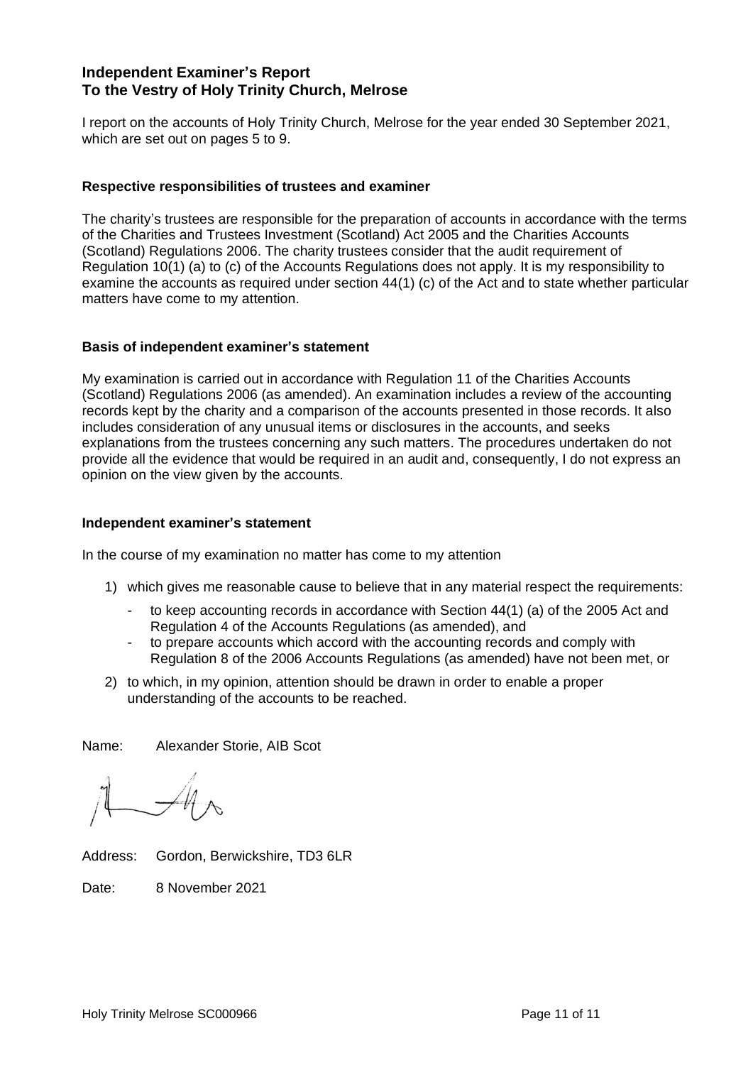## Independent Examiner's Report
## To the Vestry of Holy Trinity Church, Melrose

I report on the accounts of Holy Trinity Church, Melrose for the year ended 30 September 2021, which are set out on pages 5 to 9.

### Respective responsibilities of trustees and examiner

The charity's trustees are responsible for the preparation of accounts in accordance with the terms of the Charities and Trustees Investment (Scotland) Act 2005 and the Charities Accounts (Scotland) Regulations 2006. The charity trustees consider that the audit requirement of Regulation 10(1) (a) to (c) of the Accounts Regulations does not apply. It is my responsibility to examine the accounts as required under section 44(1) (c) of the Act and to state whether particular matters have come to my attention.

### Basis of independent examiner's statement

My examination is carried out in accordance with Regulation 11 of the Charities Accounts (Scotland) Regulations 2006 (as amended). An examination includes a review of the accounting records kept by the charity and a comparison of the accounts presented in those records. It also includes consideration of any unusual items or disclosures in the accounts, and seeks explanations from the trustees concerning any such matters. The procedures undertaken do not provide all the evidence that would be required in an audit and, consequently, I do not express an opinion on the view given by the accounts.

### Independent examiner's statement

In the course of my examination no matter has come to my attention

1) which gives me reasonable cause to believe that in any material respect the requirements:
   - to keep accounting records in accordance with Section 44(1) (a) of the 2005 Act and Regulation 4 of the Accounts Regulations (as amended), and
   - to prepare accounts which accord with the accounting records and comply with Regulation 8 of the 2006 Accounts Regulations (as amended) have not been met, or
2) to which, in my opinion, attention should be drawn in order to enable a proper understanding of the accounts to be reached.

Name: Alexander Storie, AIB Scot

Address: Gordon, Berwickshire, TD3 6LR

Date: 8 November 2021